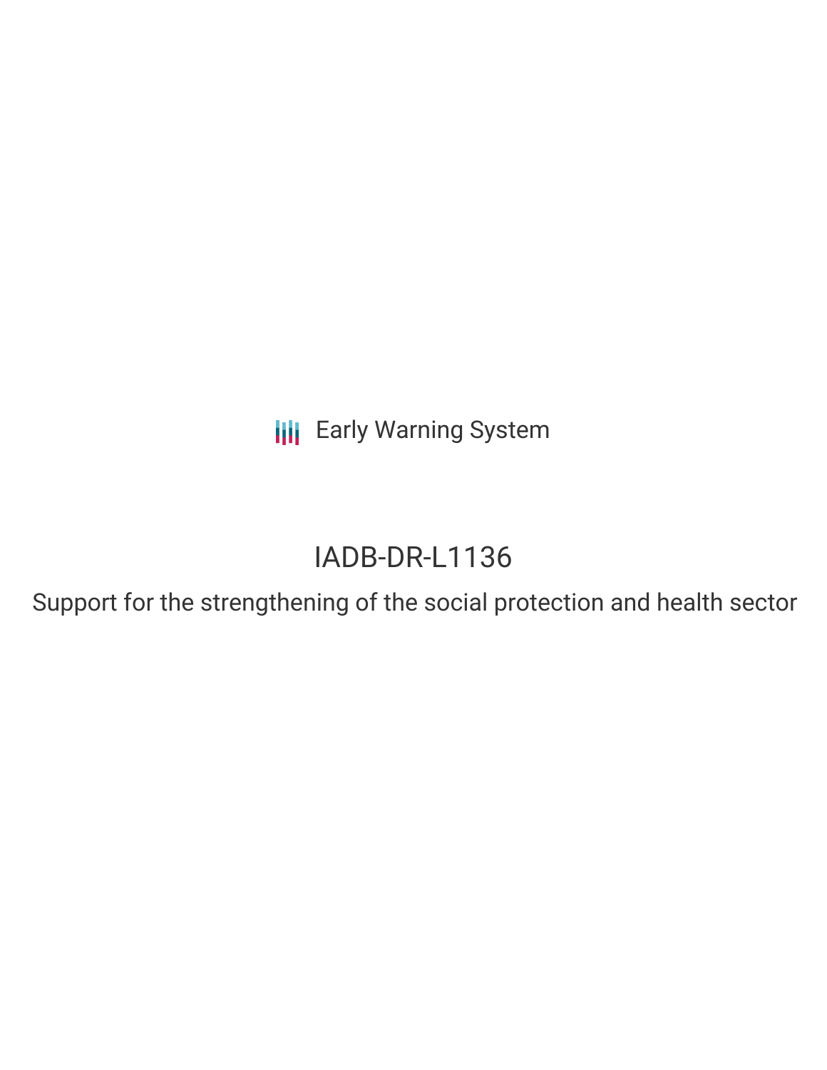Early Warning System

# IADB-DR-L1136

Support for the strengthening of the social protection and health sector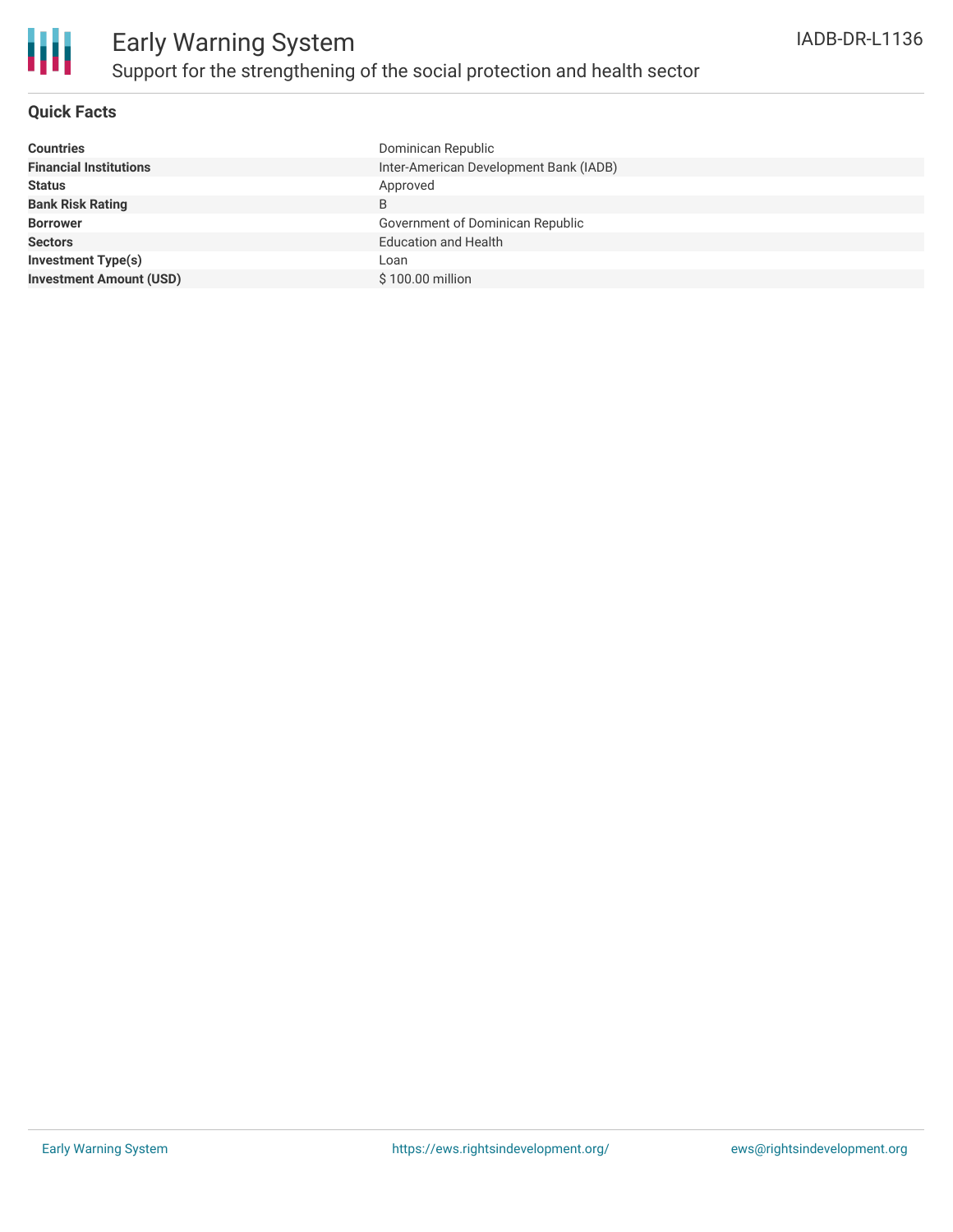# Early Warning System

## Support for the strengthening of the social protection and health sector

IADB-DR-L1136

### Quick Facts

| | |
|---|---|
| **Countries** | Dominican Republic |
| **Financial Institutions** | Inter-American Development Bank (IADB) |
| **Status** | Approved |
| **Bank Risk Rating** | B |
| **Borrower** | Government of Dominican Republic |
| **Sectors** | Education and Health |
| **Investment Type(s)** | Loan |
| **Investment Amount (USD)** | $ 100.00 million |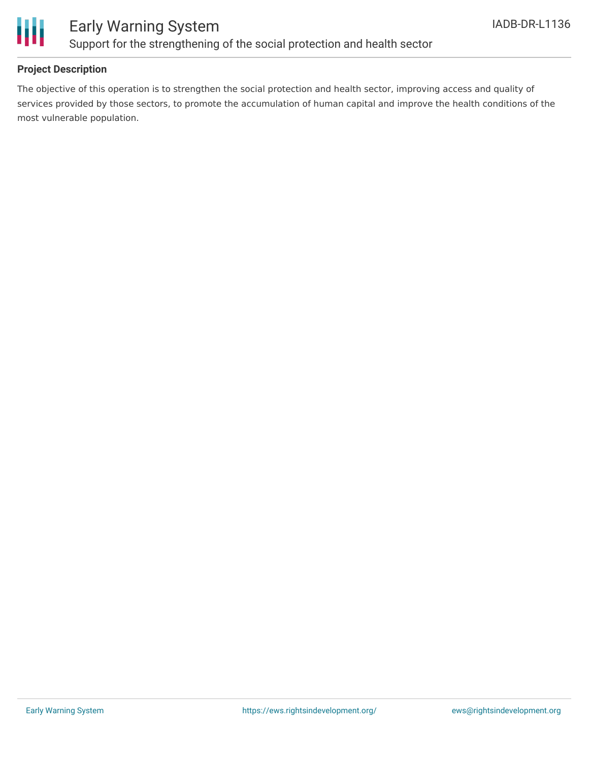## Project Description

The objective of this operation is to strengthen the social protection and health sector, improving access and quality of services provided by those sectors, to promote the accumulation of human capital and improve the health conditions of the most vulnerable population.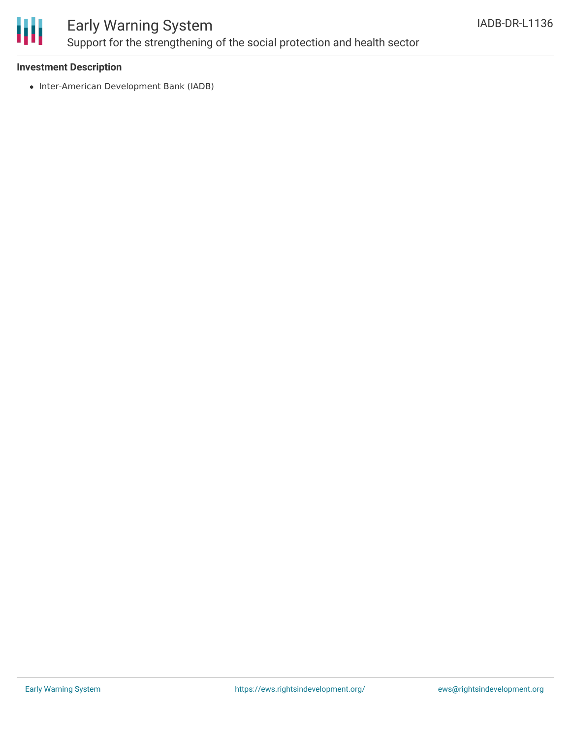### Investment Description

- Inter-American Development Bank (IADB)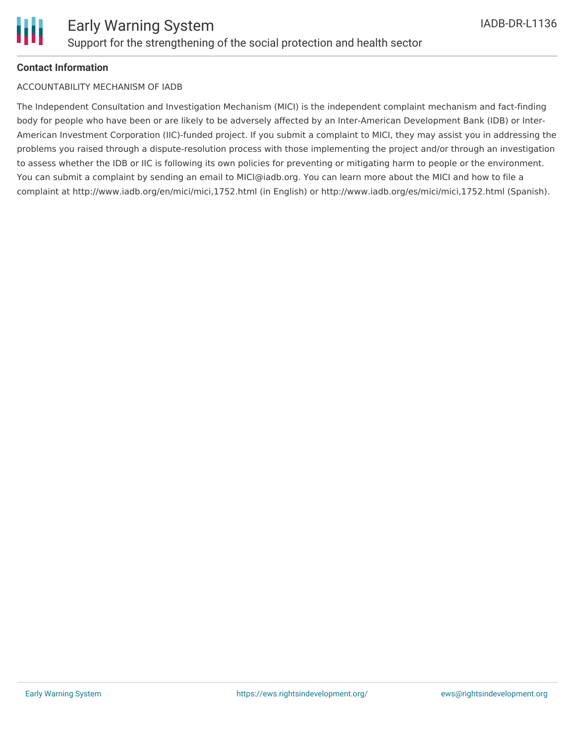**Contact Information**

ACCOUNTABILITY MECHANISM OF IADB

The Independent Consultation and Investigation Mechanism (MICI) is the independent complaint mechanism and fact-finding body for people who have been or are likely to be adversely affected by an Inter-American Development Bank (IDB) or Inter-American Investment Corporation (IIC)-funded project. If you submit a complaint to MICI, they may assist you in addressing the problems you raised through a dispute-resolution process with those implementing the project and/or through an investigation to assess whether the IDB or IIC is following its own policies for preventing or mitigating harm to people or the environment. You can submit a complaint by sending an email to MICI@iadb.org. You can learn more about the MICI and how to file a complaint at http://www.iadb.org/en/mici/mici,1752.html (in English) or http://www.iadb.org/es/mici/mici,1752.html (Spanish).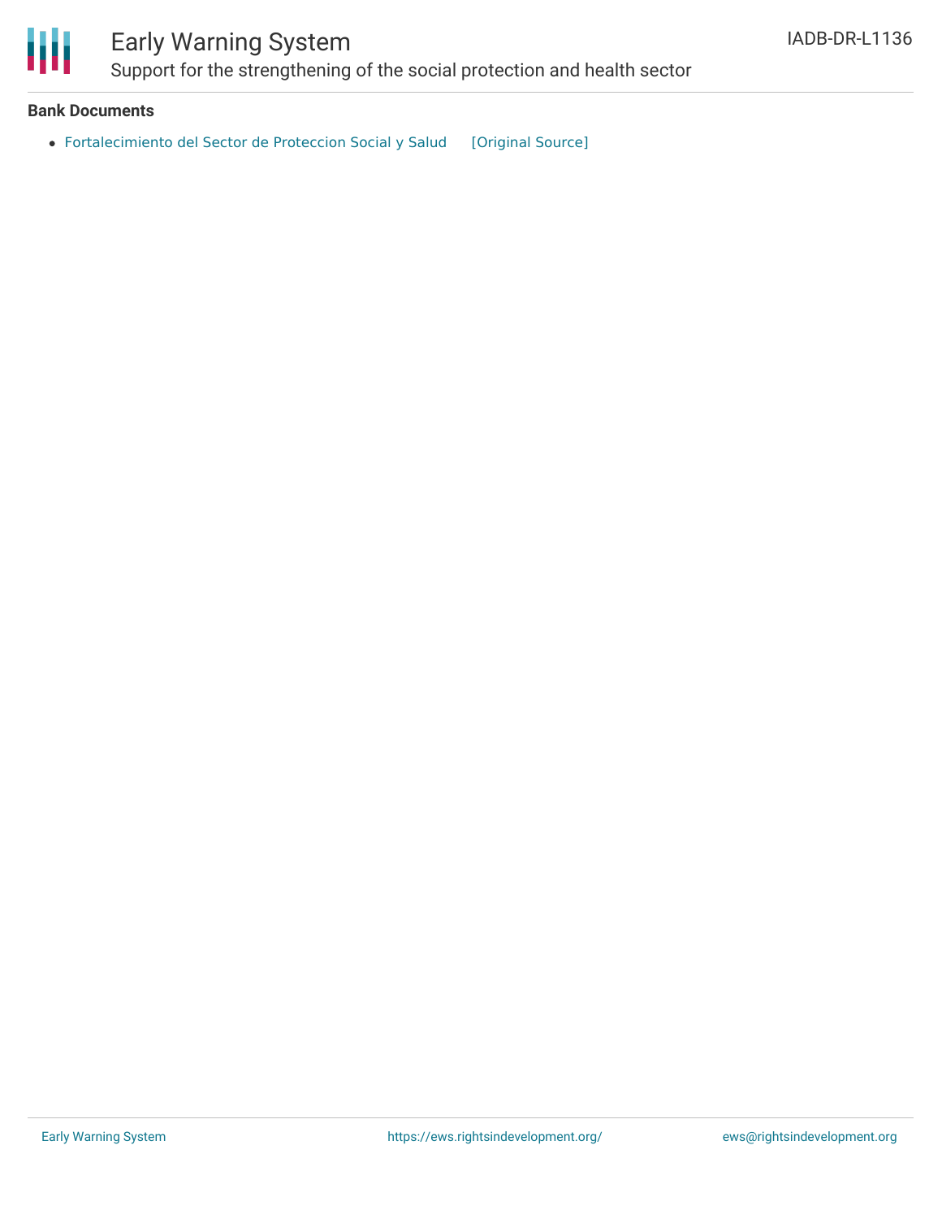**Bank Documents**

- Fortalecimiento del Sector de Proteccion Social y Salud [Original Source]